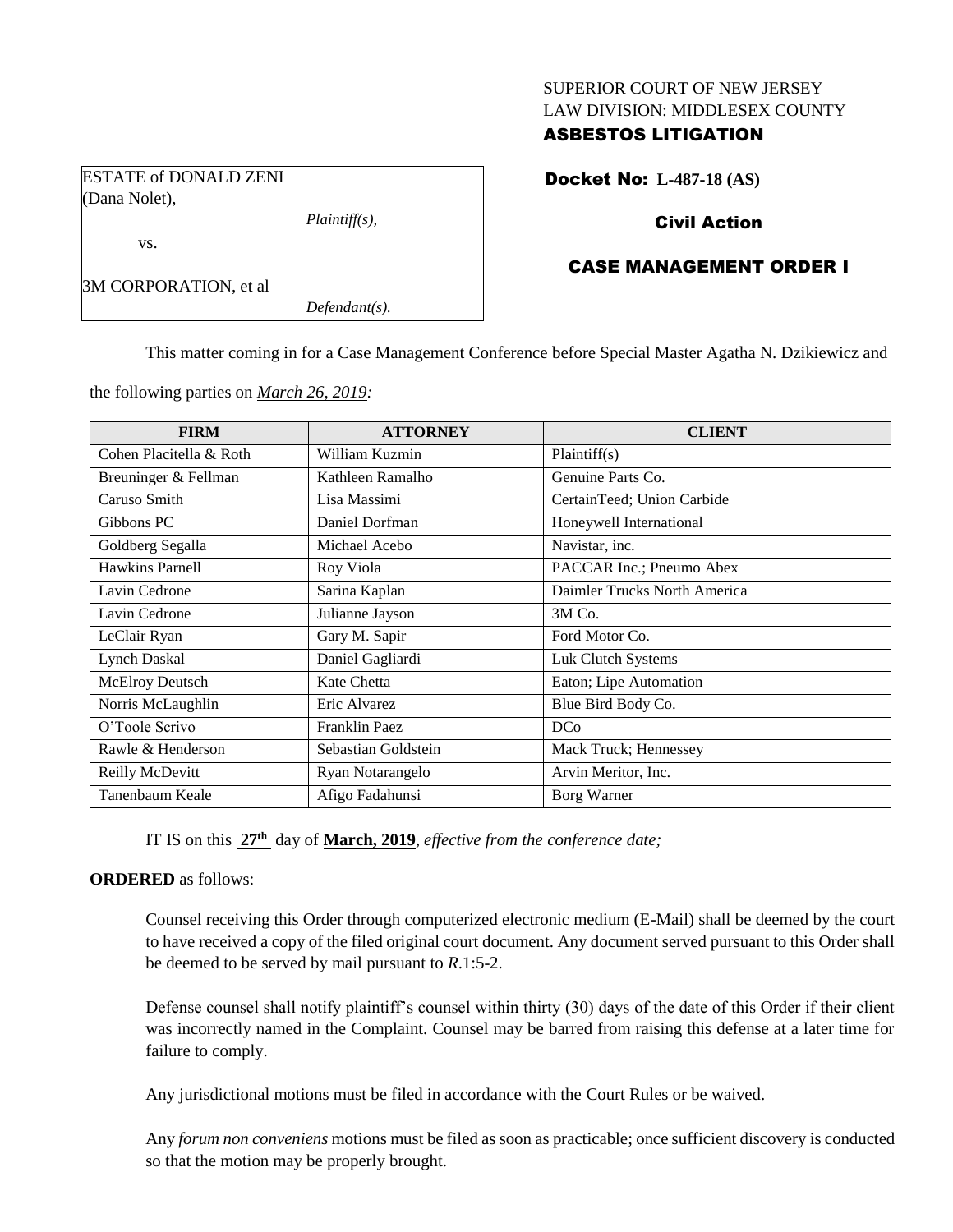SUPERIOR COURT OF NEW JERSEY
LAW DIVISION: MIDDLESEX COUNTY

**ASBESTOS LITIGATION**

ESTATE of DONALD ZENI (Dana Nolet),

*Plaintiff(s),*

vs.

3M CORPORATION, et al

*Defendant(s).*

**Docket No: L-487-18 (AS)**

**Civil Action**

**CASE MANAGEMENT ORDER I**

This matter coming in for a Case Management Conference before Special Master Agatha N. Dzikiewicz and the following parties on *March 26, 2019:*

| FIRM | ATTORNEY | CLIENT |
| --- | --- | --- |
| Cohen Placitella & Roth | William Kuzmin | Plaintiff(s) |
| Breuninger & Fellman | Kathleen Ramalho | Genuine Parts Co. |
| Caruso Smith | Lisa Massimi | CertainTeed; Union Carbide |
| Gibbons PC | Daniel Dorfman | Honeywell International |
| Goldberg Segalla | Michael Acebo | Navistar, inc. |
| Hawkins Parnell | Roy Viola | PACCAR Inc.; Pneumo Abex |
| Lavin Cedrone | Sarina Kaplan | Daimler Trucks North America |
| Lavin Cedrone | Julianne Jayson | 3M Co. |
| LeClair Ryan | Gary M. Sapir | Ford Motor Co. |
| Lynch Daskal | Daniel Gagliardi | Luk Clutch Systems |
| McElroy Deutsch | Kate Chetta | Eaton; Lipe Automation |
| Norris McLaughlin | Eric Alvarez | Blue Bird Body Co. |
| O'Toole Scrivo | Franklin Paez | DCo |
| Rawle & Henderson | Sebastian Goldstein | Mack Truck; Hennessey |
| Reilly McDevitt | Ryan Notarangelo | Arvin Meritor, Inc. |
| Tanenbaum Keale | Afigo Fadahunsi | Borg Warner |

IT IS on this **27th** day of **March, 2019**, *effective from the conference date;*

**ORDERED** as follows:

Counsel receiving this Order through computerized electronic medium (E-Mail) shall be deemed by the court to have received a copy of the filed original court document. Any document served pursuant to this Order shall be deemed to be served by mail pursuant to *R*.1:5-2.

Defense counsel shall notify plaintiff's counsel within thirty (30) days of the date of this Order if their client was incorrectly named in the Complaint. Counsel may be barred from raising this defense at a later time for failure to comply.

Any jurisdictional motions must be filed in accordance with the Court Rules or be waived.

Any *forum non conveniens* motions must be filed as soon as practicable; once sufficient discovery is conducted so that the motion may be properly brought.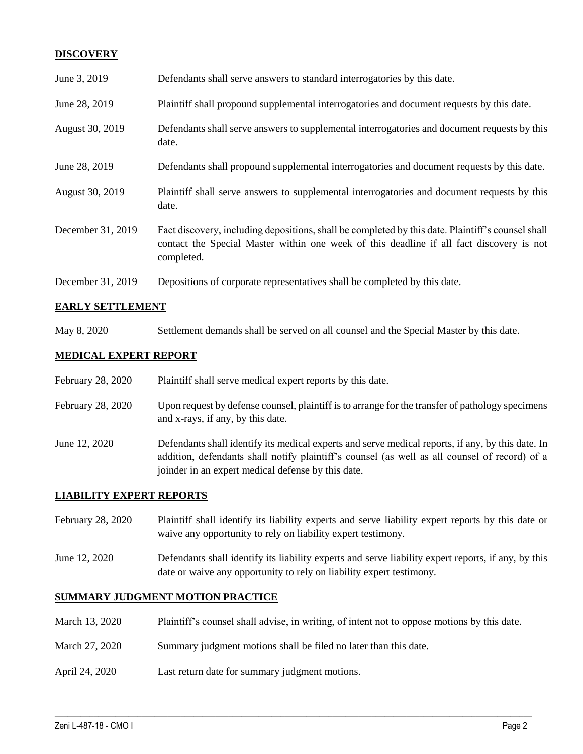## DISCOVERY

| | |
|---|---|
| June 3, 2019 | Defendants shall serve answers to standard interrogatories by this date. |
| June 28, 2019 | Plaintiff shall propound supplemental interrogatories and document requests by this date. |
| August 30, 2019 | Defendants shall serve answers to supplemental interrogatories and document requests by this date. |
| June 28, 2019 | Defendants shall propound supplemental interrogatories and document requests by this date. |
| August 30, 2019 | Plaintiff shall serve answers to supplemental interrogatories and document requests by this date. |
| December 31, 2019 | Fact discovery, including depositions, shall be completed by this date. Plaintiff's counsel shall contact the Special Master within one week of this deadline if all fact discovery is not completed. |
| December 31, 2019 | Depositions of corporate representatives shall be completed by this date. |

## EARLY SETTLEMENT

| | |
|---|---|
| May 8, 2020 | Settlement demands shall be served on all counsel and the Special Master by this date. |

## MEDICAL EXPERT REPORT

| | |
|---|---|
| February 28, 2020 | Plaintiff shall serve medical expert reports by this date. |
| February 28, 2020 | Upon request by defense counsel, plaintiff is to arrange for the transfer of pathology specimens and x-rays, if any, by this date. |
| June 12, 2020 | Defendants shall identify its medical experts and serve medical reports, if any, by this date. In addition, defendants shall notify plaintiff's counsel (as well as all counsel of record) of a joinder in an expert medical defense by this date. |

## LIABILITY EXPERT REPORTS

| | |
|---|---|
| February 28, 2020 | Plaintiff shall identify its liability experts and serve liability expert reports by this date or waive any opportunity to rely on liability expert testimony. |
| June 12, 2020 | Defendants shall identify its liability experts and serve liability expert reports, if any, by this date or waive any opportunity to rely on liability expert testimony. |

## SUMMARY JUDGMENT MOTION PRACTICE

| | |
|---|---|
| March 13, 2020 | Plaintiff's counsel shall advise, in writing, of intent not to oppose motions by this date. |
| March 27, 2020 | Summary judgment motions shall be filed no later than this date. |
| April 24, 2020 | Last return date for summary judgment motions. |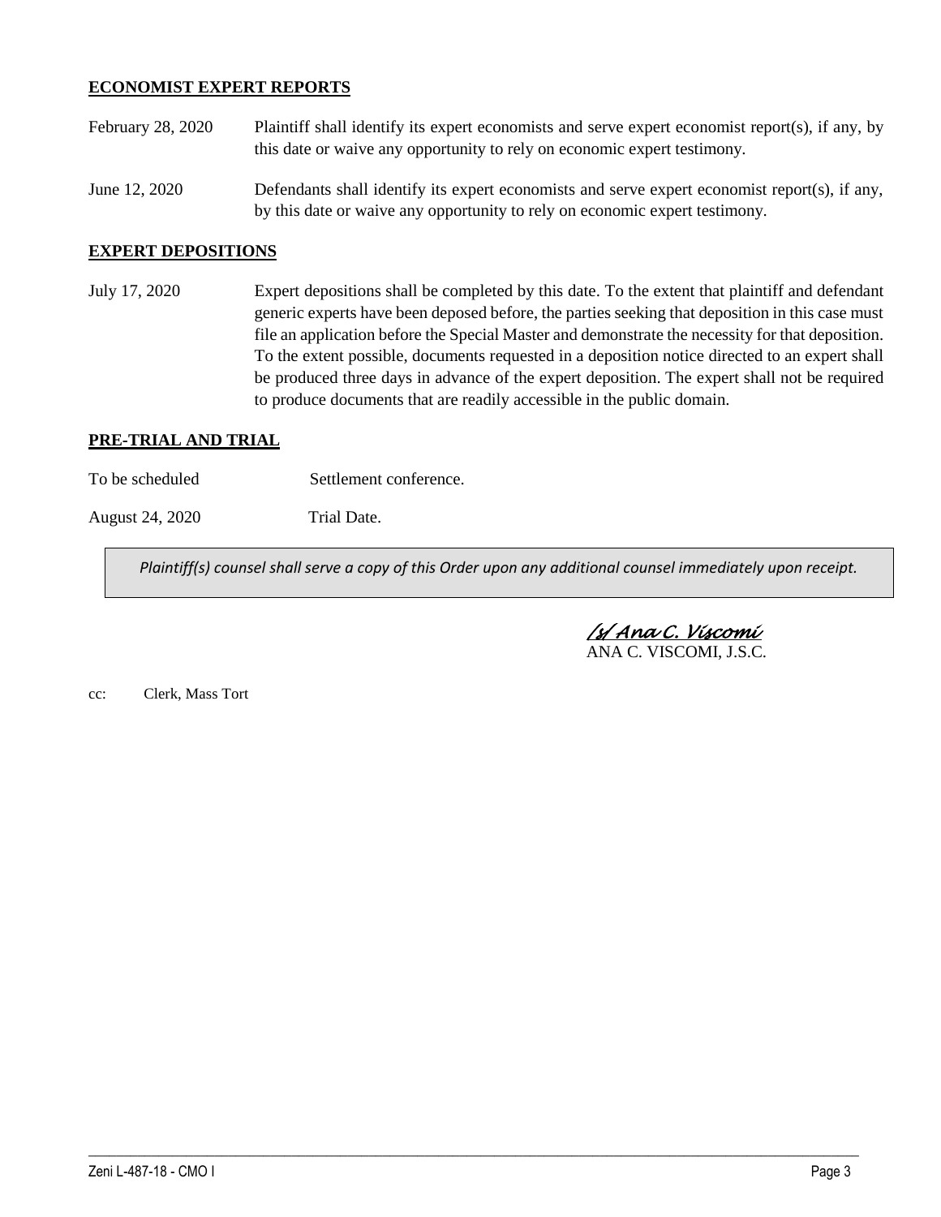## ECONOMIST EXPERT REPORTS

| | |
|---|---|
| February 28, 2020 | Plaintiff shall identify its expert economists and serve expert economist report(s), if any, by this date or waive any opportunity to rely on economic expert testimony. |
| June 12, 2020 | Defendants shall identify its expert economists and serve expert economist report(s), if any, by this date or waive any opportunity to rely on economic expert testimony. |

## EXPERT DEPOSITIONS

| | |
|---|---|
| July 17, 2020 | Expert depositions shall be completed by this date. To the extent that plaintiff and defendant generic experts have been deposed before, the parties seeking that deposition in this case must file an application before the Special Master and demonstrate the necessity for that deposition. To the extent possible, documents requested in a deposition notice directed to an expert shall be produced three days in advance of the expert deposition. The expert shall not be required to produce documents that are readily accessible in the public domain. |

## PRE-TRIAL AND TRIAL

| | |
|---|---|
| To be scheduled | Settlement conference. |
| August 24, 2020 | Trial Date. |

*Plaintiff(s) counsel shall serve a copy of this Order upon any additional counsel immediately upon receipt.*

*/s/ Ana C. Viscomi*
ANA C. VISCOMI, J.S.C.

cc: Clerk, Mass Tort